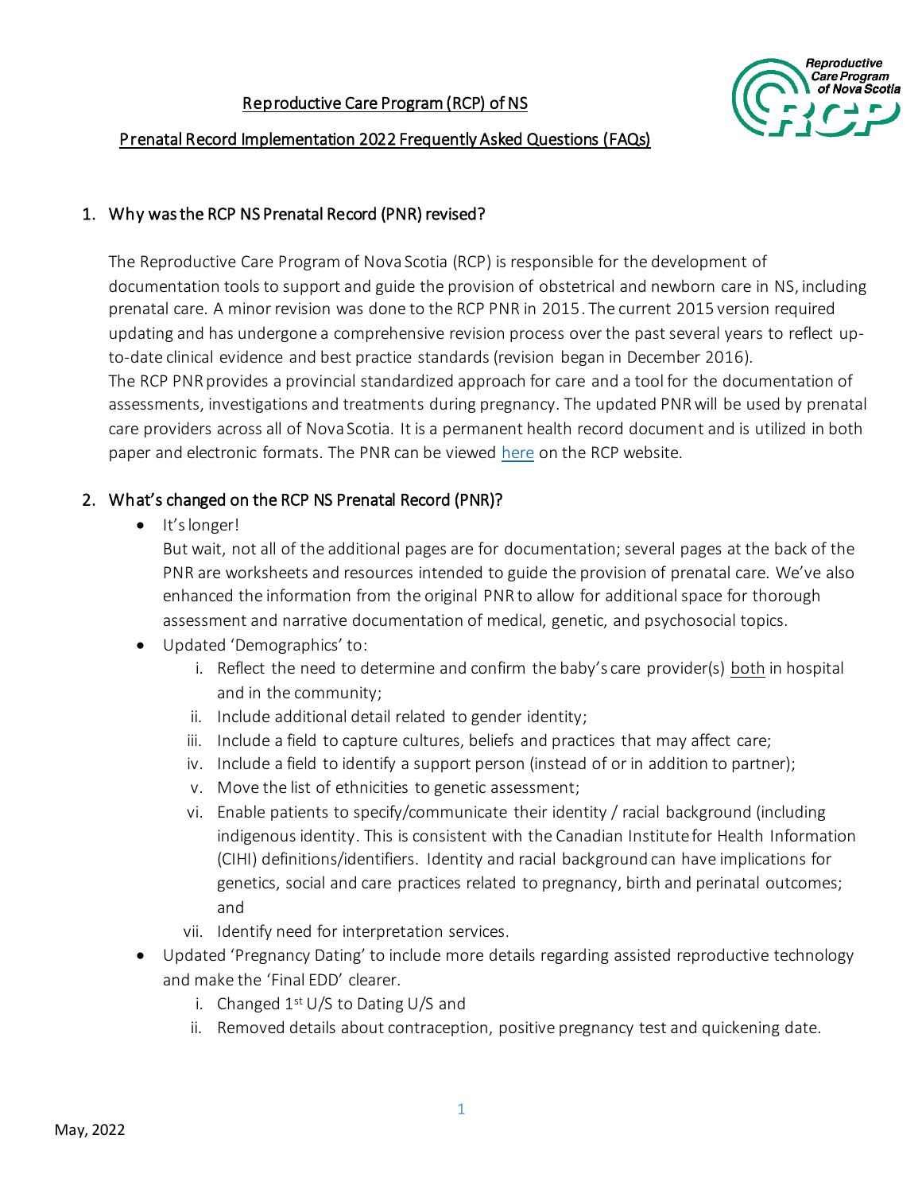# Reproductive Care Program (RCP) of NS

## Prenatal Record Implementation 2022 Frequently Asked Questions (FAQs)

### 1. Why was the RCP NS Prenatal Record (PNR) revised?

The Reproductive Care Program of Nova Scotia (RCP) is responsible for the development of documentation tools to support and guide the provision of obstetrical and newborn care in NS, including prenatal care. A minor revision was done to the RCP PNR in 2015. The current 2015 version required updating and has undergone a comprehensive revision process over the past several years to reflect up-to-date clinical evidence and best practice standards (revision began in December 2016).

The RCP PNR provides a provincial standardized approach for care and a tool for the documentation of assessments, investigations and treatments during pregnancy. The updated PNR will be used by prenatal care providers across all of Nova Scotia. It is a permanent health record document and is utilized in both paper and electronic formats. The PNR can be viewed here on the RCP website.

### 2. What's changed on the RCP NS Prenatal Record (PNR)?

- It's longer!

  But wait, not all of the additional pages are for documentation; several pages at the back of the PNR are worksheets and resources intended to guide the provision of prenatal care. We've also enhanced the information from the original PNR to allow for additional space for thorough assessment and narrative documentation of medical, genetic, and psychosocial topics.
- Updated 'Demographics' to:
  1. Reflect the need to determine and confirm the baby's care provider(s) both in hospital and in the community;
  2. Include additional detail related to gender identity;
  3. Include a field to capture cultures, beliefs and practices that may affect care;
  4. Include a field to identify a support person (instead of or in addition to partner);
  5. Move the list of ethnicities to genetic assessment;
  6. Enable patients to specify/communicate their identity / racial background (including indigenous identity. This is consistent with the Canadian Institute for Health Information (CIHI) definitions/identifiers. Identity and racial background can have implications for genetics, social and care practices related to pregnancy, birth and perinatal outcomes; and
  7. Identify need for interpretation services.
- Updated 'Pregnancy Dating' to include more details regarding assisted reproductive technology and make the 'Final EDD' clearer.
  1. Changed 1st U/S to Dating U/S and
  2. Removed details about contraception, positive pregnancy test and quickening date.

May, 2022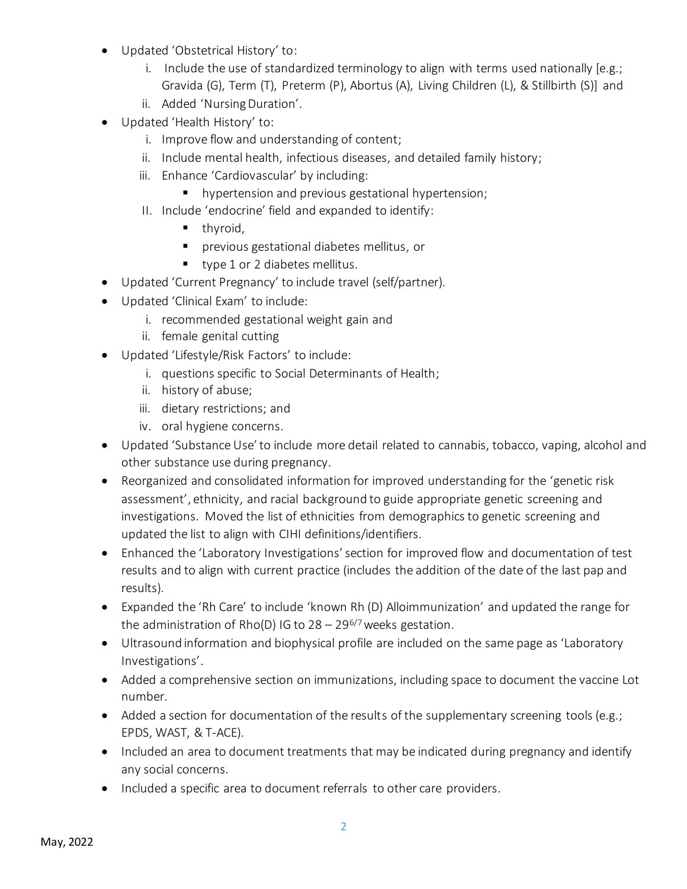- Updated 'Obstetrical History' to:
    i. Include the use of standardized terminology to align with terms used nationally [e.g.; Gravida (G), Term (T), Preterm (P), Abortus (A), Living Children (L), & Stillbirth (S)] and
    ii. Added 'Nursing Duration'.
- Updated 'Health History' to:
    i. Improve flow and understanding of content;
    ii. Include mental health, infectious diseases, and detailed family history;
    iii. Enhance 'Cardiovascular' by including:
        - hypertension and previous gestational hypertension;
    II. Include 'endocrine' field and expanded to identify:
        - thyroid,
        - previous gestational diabetes mellitus, or
        - type 1 or 2 diabetes mellitus.
- Updated 'Current Pregnancy' to include travel (self/partner).
- Updated 'Clinical Exam' to include:
    i. recommended gestational weight gain and
    ii. female genital cutting
- Updated 'Lifestyle/Risk Factors' to include:
    i. questions specific to Social Determinants of Health;
    ii. history of abuse;
    iii. dietary restrictions; and
    iv. oral hygiene concerns.
- Updated 'Substance Use' to include more detail related to cannabis, tobacco, vaping, alcohol and other substance use during pregnancy.
- Reorganized and consolidated information for improved understanding for the 'genetic risk assessment', ethnicity, and racial background to guide appropriate genetic screening and investigations. Moved the list of ethnicities from demographics to genetic screening and updated the list to align with CIHI definitions/identifiers.
- Enhanced the 'Laboratory Investigations' section for improved flow and documentation of test results and to align with current practice (includes the addition of the date of the last pap and results).
- Expanded the 'Rh Care' to include 'known Rh (D) Alloimmunization' and updated the range for the administration of Rho(D) IG to 28 – $29^{6/7}$ weeks gestation.
- Ultrasound information and biophysical profile are included on the same page as 'Laboratory Investigations'.
- Added a comprehensive section on immunizations, including space to document the vaccine Lot number.
- Added a section for documentation of the results of the supplementary screening tools (e.g.; EPDS, WAST, & T-ACE).
- Included an area to document treatments that may be indicated during pregnancy and identify any social concerns.
- Included a specific area to document referrals to other care providers.

May, 2022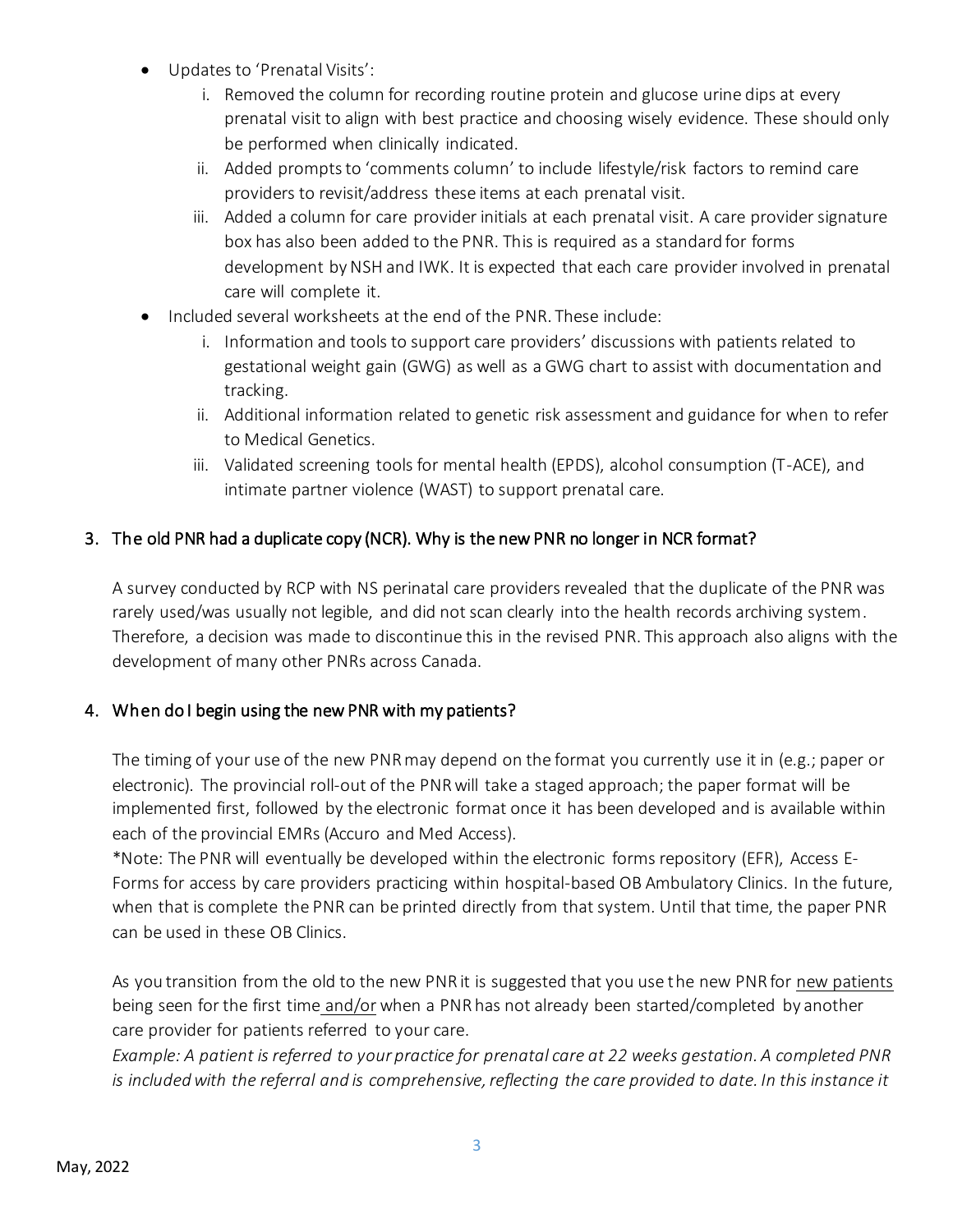- Updates to 'Prenatal Visits':
    i. Removed the column for recording routine protein and glucose urine dips at every prenatal visit to align with best practice and choosing wisely evidence. These should only be performed when clinically indicated.
    ii. Added prompts to 'comments column' to include lifestyle/risk factors to remind care providers to revisit/address these items at each prenatal visit.
    iii. Added a column for care provider initials at each prenatal visit. A care provider signature box has also been added to the PNR. This is required as a standard for forms development by NSH and IWK. It is expected that each care provider involved in prenatal care will complete it.
- Included several worksheets at the end of the PNR. These include:
    i. Information and tools to support care providers' discussions with patients related to gestational weight gain (GWG) as well as a GWG chart to assist with documentation and tracking.
    ii. Additional information related to genetic risk assessment and guidance for when to refer to Medical Genetics.
    iii. Validated screening tools for mental health (EPDS), alcohol consumption (T-ACE), and intimate partner violence (WAST) to support prenatal care.

## 3. The old PNR had a duplicate copy (NCR). Why is the new PNR no longer in NCR format?

A survey conducted by RCP with NS perinatal care providers revealed that the duplicate of the PNR was rarely used/was usually not legible, and did not scan clearly into the health records archiving system. Therefore, a decision was made to discontinue this in the revised PNR. This approach also aligns with the development of many other PNRs across Canada.

## 4. When do I begin using the new PNR with my patients?

The timing of your use of the new PNR may depend on the format you currently use it in (e.g.; paper or electronic). The provincial roll-out of the PNR will take a staged approach; the paper format will be implemented first, followed by the electronic format once it has been developed and is available within each of the provincial EMRs (Accuro and Med Access).

*Note: The PNR will eventually be developed within the electronic forms repository (EFR), Access E-Forms for access by care providers practicing within hospital-based OB Ambulatory Clinics. In the future, when that is complete the PNR can be printed directly from that system. Until that time, the paper PNR can be used in these OB Clinics.

As you transition from the old to the new PNR it is suggested that you use the new PNR for <u>new patients</u> being seen for the first time <u>and/or</u> when a PNR has not already been started/completed by another care provider for patients referred to your care.

*Example: A patient is referred to your practice for prenatal care at 22 weeks gestation. A completed PNR is included with the referral and is comprehensive, reflecting the care provided to date. In this instance it*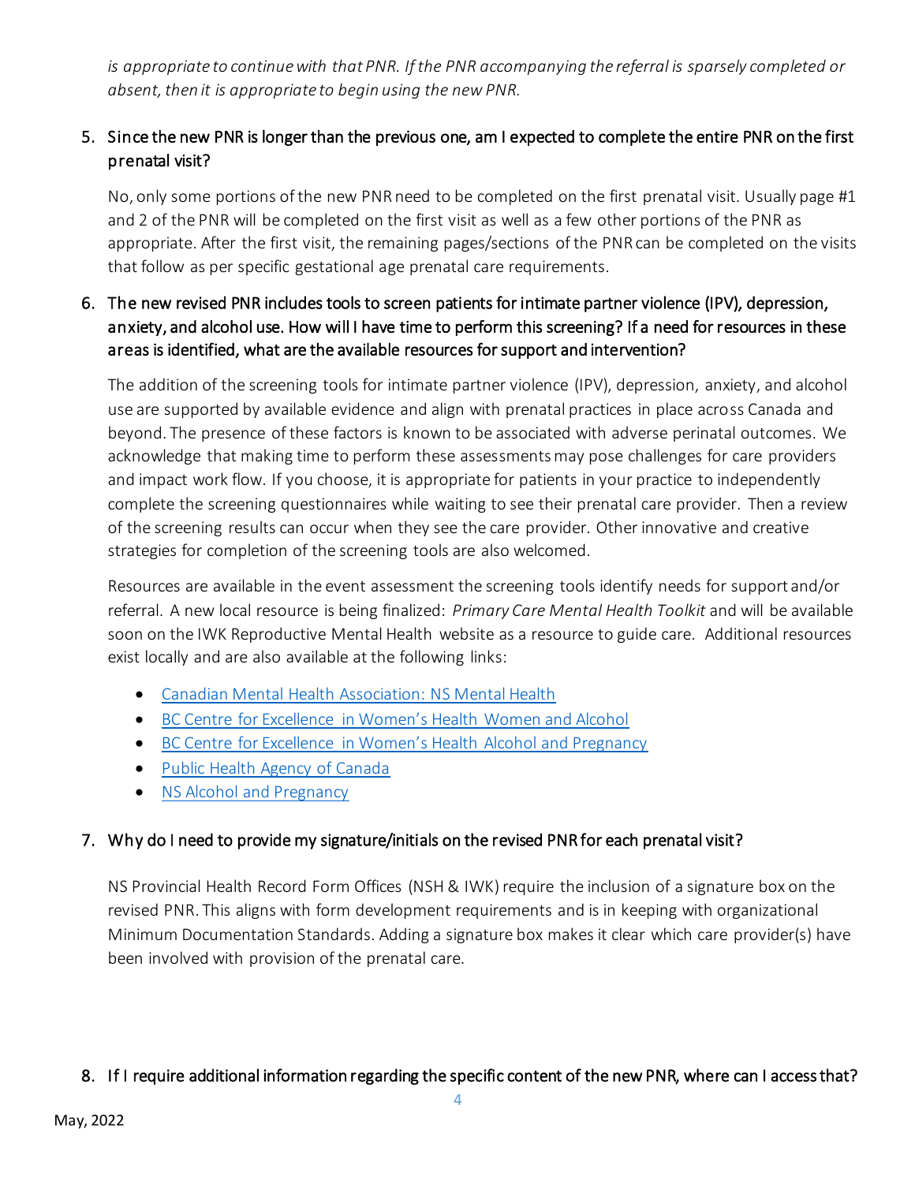*is appropriate to continue with that PNR. If the PNR accompanying the referral is sparsely completed or absent, then it is appropriate to begin using the new PNR.*

5. Since the new PNR is longer than the previous one, am I expected to complete the entire PNR on the first prenatal visit?

   No, only some portions of the new PNR need to be completed on the first prenatal visit. Usually page #1 and 2 of the PNR will be completed on the first visit as well as a few other portions of the PNR as appropriate. After the first visit, the remaining pages/sections of the PNR can be completed on the visits that follow as per specific gestational age prenatal care requirements.

6. The new revised PNR includes tools to screen patients for intimate partner violence (IPV), depression, anxiety, and alcohol use. How will I have time to perform this screening? If a need for resources in these areas is identified, what are the available resources for support and intervention?

   The addition of the screening tools for intimate partner violence (IPV), depression, anxiety, and alcohol use are supported by available evidence and align with prenatal practices in place across Canada and beyond. The presence of these factors is known to be associated with adverse perinatal outcomes. We acknowledge that making time to perform these assessments may pose challenges for care providers and impact work flow. If you choose, it is appropriate for patients in your practice to independently complete the screening questionnaires while waiting to see their prenatal care provider. Then a review of the screening results can occur when they see the care provider. Other innovative and creative strategies for completion of the screening tools are also welcomed.

   Resources are available in the event assessment the screening tools identify needs for support and/or referral. A new local resource is being finalized: *Primary Care Mental Health Toolkit* and will be available soon on the IWK Reproductive Mental Health website as a resource to guide care. Additional resources exist locally and are also available at the following links:

   - Canadian Mental Health Association: NS Mental Health
   - BC Centre for Excellence in Women's Health Women and Alcohol
   - BC Centre for Excellence in Women's Health Alcohol and Pregnancy
   - Public Health Agency of Canada
   - NS Alcohol and Pregnancy

7. Why do I need to provide my signature/initials on the revised PNR for each prenatal visit?

   NS Provincial Health Record Form Offices (NSH & IWK) require the inclusion of a signature box on the revised PNR. This aligns with form development requirements and is in keeping with organizational Minimum Documentation Standards. Adding a signature box makes it clear which care provider(s) have been involved with provision of the prenatal care.

8. If I require additional information regarding the specific content of the new PNR, where can I access that?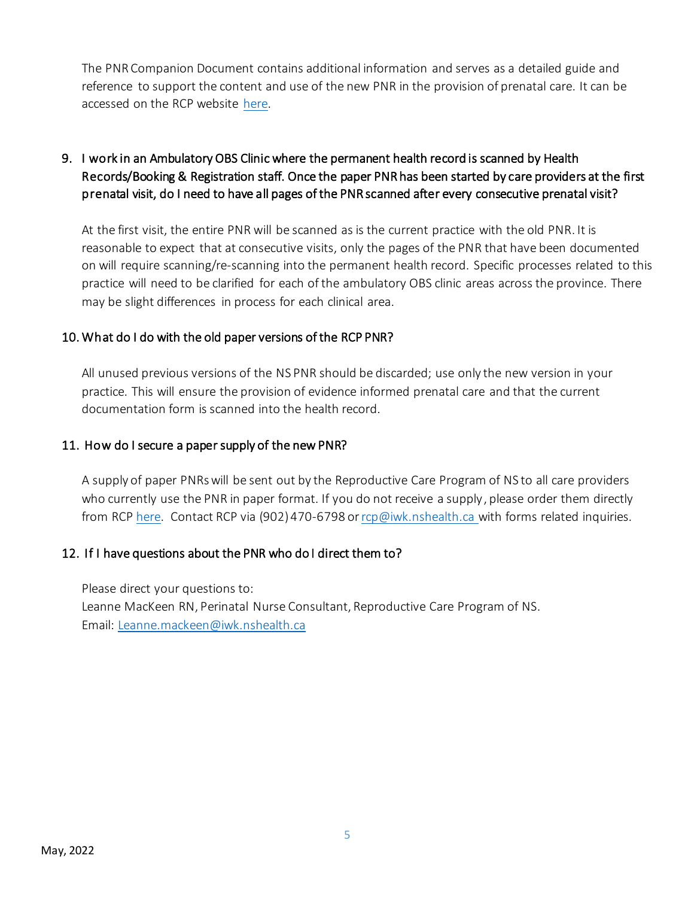The PNR Companion Document contains additional information and serves as a detailed guide and reference to support the content and use of the new PNR in the provision of prenatal care. It can be accessed on the RCP website here.

9. I work in an Ambulatory OBS Clinic where the permanent health record is scanned by Health Records/Booking & Registration staff. Once the paper PNR has been started by care providers at the first prenatal visit, do I need to have all pages of the PNR scanned after every consecutive prenatal visit?

   At the first visit, the entire PNR will be scanned as is the current practice with the old PNR. It is reasonable to expect that at consecutive visits, only the pages of the PNR that have been documented on will require scanning/re-scanning into the permanent health record. Specific processes related to this practice will need to be clarified for each of the ambulatory OBS clinic areas across the province. There may be slight differences in process for each clinical area.

10. What do I do with the old paper versions of the RCP PNR?

    All unused previous versions of the NS PNR should be discarded; use only the new version in your practice. This will ensure the provision of evidence informed prenatal care and that the current documentation form is scanned into the health record.

11. How do I secure a paper supply of the new PNR?

    A supply of paper PNRs will be sent out by the Reproductive Care Program of NS to all care providers who currently use the PNR in paper format. If you do not receive a supply, please order them directly from RCP here. Contact RCP via (902) 470-6798 or rcp@iwk.nshealth.ca with forms related inquiries.

12. If I have questions about the PNR who do I direct them to?

    Please direct your questions to:
    Leanne MacKeen RN, Perinatal Nurse Consultant, Reproductive Care Program of NS.
    Email: Leanne.mackeen@iwk.nshealth.ca

May, 2022